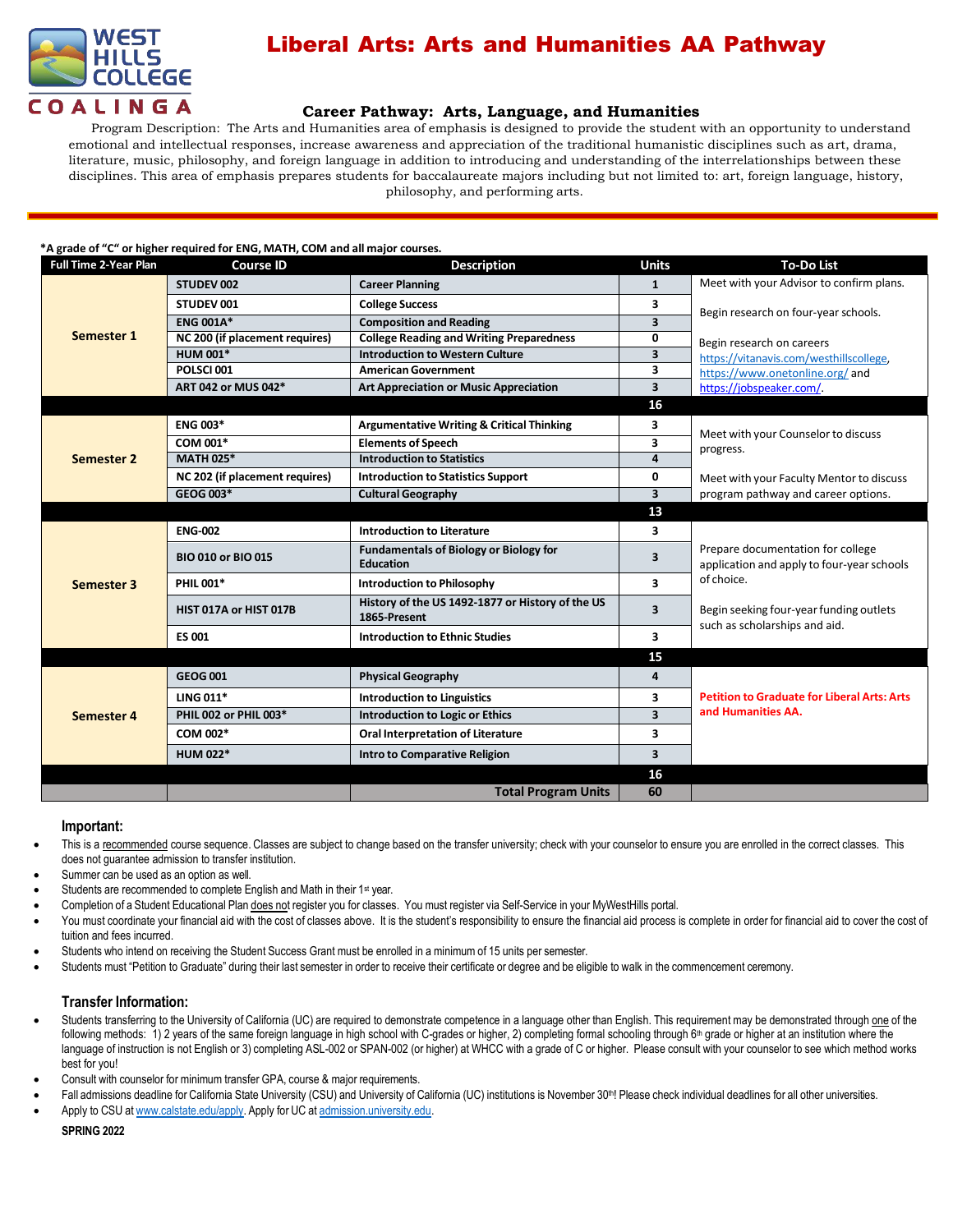# Liberal Arts: Arts and Humanities AA Pathway

WEST HILLS COLLEGE COALINGA

## Career Pathway: Arts, Language, and Humanities

Program Description: The Arts and Humanities area of emphasis is designed to provide the student with an opportunity to understand emotional and intellectual responses, increase awareness and appreciation of the traditional humanistic disciplines such as art, drama, literature, music, philosophy, and foreign language in addition to introducing and understanding of the interrelationships between these disciplines. This area of emphasis prepares students for baccalaureate majors including but not limited to: art, foreign language, history, philosophy, and performing arts.

**\*A grade of "C" or higher required for ENG, MATH, COM and all major courses.**

| Full Time 2-Year Plan | Course ID | Description | Units | To-Do List |
|---|---|---|---|---|
| **Semester 1** | **STUDEV 002** | **Career Planning** | **1** | Meet with your Advisor to confirm plans. |
| | **STUDEV 001** | **College Success** | **3** | Begin research on four-year schools. |
| | **ENG 001A\*** | **Composition and Reading** | **3** | |
| | **NC 200 (if placement requires)** | **College Reading and Writing Preparedness** | **0** | Begin research on careers https://vitanavis.com/westhillscollege, https://www.onetonline.org/ and https://jobspeaker.com/. |
| | **HUM 001\*** | **Introduction to Western Culture** | **3** | |
| | **POLSCI 001** | **American Government** | **3** | |
| | **ART 042 or MUS 042\*** | **Art Appreciation or Music Appreciation** | **3** | |
| | | | **16** | |
| **Semester 2** | **ENG 003\*** | **Argumentative Writing & Critical Thinking** | **3** | Meet with your Counselor to discuss progress. |
| | **COM 001\*** | **Elements of Speech** | **3** | |
| | **MATH 025\*** | **Introduction to Statistics** | **4** | |
| | **NC 202 (if placement requires)** | **Introduction to Statistics Support** | **0** | Meet with your Faculty Mentor to discuss program pathway and career options. |
| | **GEOG 003\*** | **Cultural Geography** | **3** | |
| | | | **13** | |
| **Semester 3** | **ENG-002** | **Introduction to Literature** | **3** | Prepare documentation for college application and apply to four-year schools of choice. |
| | **BIO 010 or BIO 015** | **Fundamentals of Biology or Biology for Education** | **3** | |
| | **PHIL 001\*** | **Introduction to Philosophy** | **3** | |
| | **HIST 017A or HIST 017B** | **History of the US 1492-1877 or History of the US 1865-Present** | **3** | Begin seeking four-year funding outlets such as scholarships and aid. |
| | **ES 001** | **Introduction to Ethnic Studies** | **3** | |
| | | | **15** | |
| **Semester 4** | **GEOG 001** | **Physical Geography** | **4** | **Petition to Graduate for Liberal Arts: Arts and Humanities AA.** |
| | **LING 011\*** | **Introduction to Linguistics** | **3** | |
| | **PHIL 002 or PHIL 003\*** | **Introduction to Logic or Ethics** | **3** | |
| | **COM 002\*** | **Oral Interpretation of Literature** | **3** | |
| | **HUM 022\*** | **Intro to Comparative Religion** | **3** | |
| | | | **16** | |
| | | **Total Program Units** | **60** | |

### Important:

- This is a recommended course sequence. Classes are subject to change based on the transfer university; check with your counselor to ensure you are enrolled in the correct classes. This does not guarantee admission to transfer institution.
- Summer can be used as an option as well.
- Students are recommended to complete English and Math in their 1st year.
- Completion of a Student Educational Plan does not register you for classes. You must register via Self-Service in your MyWestHills portal.
- You must coordinate your financial aid with the cost of classes above. It is the student's responsibility to ensure the financial aid process is complete in order for financial aid to cover the cost of tuition and fees incurred.
- Students who intend on receiving the Student Success Grant must be enrolled in a minimum of 15 units per semester.
- Students must "Petition to Graduate" during their last semester in order to receive their certificate or degree and be eligible to walk in the commencement ceremony.

### Transfer Information:

- Students transferring to the University of California (UC) are required to demonstrate competence in a language other than English. This requirement may be demonstrated through one of the following methods: 1) 2 years of the same foreign language in high school with C-grades or higher, 2) completing formal schooling through 6th grade or higher at an institution where the language of instruction is not English or 3) completing ASL-002 or SPAN-002 (or higher) at WHCC with a grade of C or higher. Please consult with your counselor to see which method works best for you!
- Consult with counselor for minimum transfer GPA, course & major requirements.
- Fall admissions deadline for California State University (CSU) and University of California (UC) institutions is November 30th! Please check individual deadlines for all other universities.
- Apply to CSU at www.calstate.edu/apply. Apply for UC at admission.university.edu.

**SPRING 2022**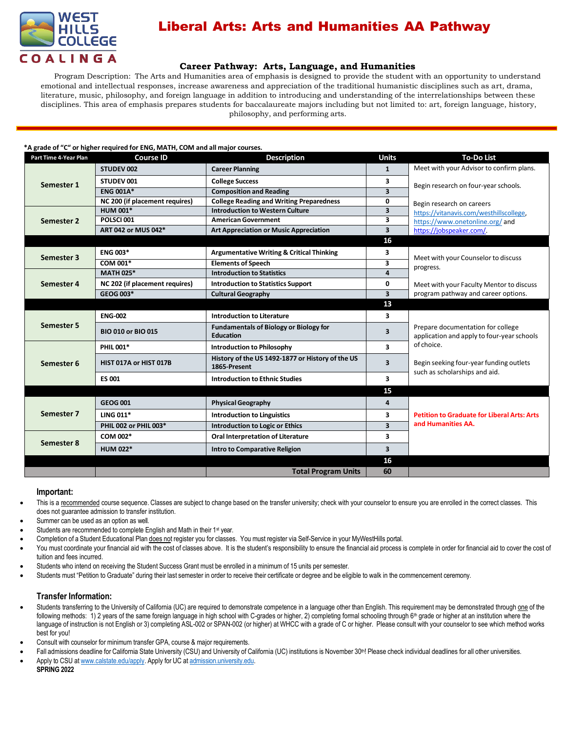# Liberal Arts: Arts and Humanities AA Pathway

WEST HILLS COLLEGE COALINGA

## Career Pathway: Arts, Language, and Humanities

Program Description: The Arts and Humanities area of emphasis is designed to provide the student with an opportunity to understand emotional and intellectual responses, increase awareness and appreciation of the traditional humanistic disciplines such as art, drama, literature, music, philosophy, and foreign language in addition to introducing and understanding of the interrelationships between these disciplines. This area of emphasis prepares students for baccalaureate majors including but not limited to: art, foreign language, history, philosophy, and performing arts.

**\*A grade of "C" or higher required for ENG, MATH, COM and all major courses.**

| Part Time 4-Year Plan | Course ID | Description | Units | To-Do List |
|---|---|---|---|---|
| Semester 1 | STUDEV 002 | Career Planning | 1 | Meet with your Advisor to confirm plans. |
| | STUDEV 001 | College Success | 3 | Begin research on four-year schools. |
| | ENG 001A* | Composition and Reading | 3 | |
| | NC 200 (if placement requires) | College Reading and Writing Preparedness | 0 | Begin research on careers https://vitanavis.com/westhillscollege, https://www.onetonline.org/ and https://jobspeaker.com/. |
| Semester 2 | HUM 001* | Introduction to Western Culture | 3 | |
| | POLSCI 001 | American Government | 3 | |
| | ART 042 or MUS 042* | Art Appreciation or Music Appreciation | 3 | |
| | | | 16 | |
| Semester 3 | ENG 003* | Argumentative Writing & Critical Thinking | 3 | Meet with your Counselor to discuss progress. |
| | COM 001* | Elements of Speech | 3 | |
| Semester 4 | MATH 025* | Introduction to Statistics | 4 | |
| | NC 202 (if placement requires) | Introduction to Statistics Support | 0 | Meet with your Faculty Mentor to discuss program pathway and career options. |
| | GEOG 003* | Cultural Geography | 3 | |
| | | | 13 | |
| Semester 5 | ENG-002 | Introduction to Literature | 3 | |
| | BIO 010 or BIO 015 | Fundamentals of Biology or Biology for Education | 3 | Prepare documentation for college application and apply to four-year schools of choice. |
| Semester 6 | PHIL 001* | Introduction to Philosophy | 3 | |
| | HIST 017A or HIST 017B | History of the US 1492-1877 or History of the US 1865-Present | 3 | Begin seeking four-year funding outlets such as scholarships and aid. |
| | ES 001 | Introduction to Ethnic Studies | 3 | |
| | | | 15 | |
| Semester 7 | GEOG 001 | Physical Geography | 4 | |
| | LING 011* | Introduction to Linguistics | 3 | **Petition to Graduate for Liberal Arts: Arts and Humanities AA.** |
| | PHIL 002 or PHIL 003* | Introduction to Logic or Ethics | 3 | |
| Semester 8 | COM 002* | Oral Interpretation of Literature | 3 | |
| | HUM 022* | Intro to Comparative Religion | 3 | |
| | | | 16 | |
| | | **Total Program Units** | **60** | |

### Important:

- This is a recommended course sequence. Classes are subject to change based on the transfer university; check with your counselor to ensure you are enrolled in the correct classes. This does not guarantee admission to transfer institution.
- Summer can be used as an option as well.
- Students are recommended to complete English and Math in their 1st year.
- Completion of a Student Educational Plan does not register you for classes. You must register via Self-Service in your MyWestHills portal.
- You must coordinate your financial aid with the cost of classes above. It is the student's responsibility to ensure the financial aid process is complete in order for financial aid to cover the cost of tuition and fees incurred.
- Students who intend on receiving the Student Success Grant must be enrolled in a minimum of 15 units per semester.
- Students must "Petition to Graduate" during their last semester in order to receive their certificate or degree and be eligible to walk in the commencement ceremony.

### Transfer Information:

- Students transferring to the University of California (UC) are required to demonstrate competence in a language other than English. This requirement may be demonstrated through one of the following methods: 1) 2 years of the same foreign language in high school with C-grades or higher, 2) completing formal schooling through 6th grade or higher at an institution where the language of instruction is not English or 3) completing ASL-002 or SPAN-002 (or higher) at WHCC with a grade of C or higher. Please consult with your counselor to see which method works best for you!
- Consult with counselor for minimum transfer GPA, course & major requirements.
- Fall admissions deadline for California State University (CSU) and University of California (UC) institutions is November 30th! Please check individual deadlines for all other universities.
- Apply to CSU at www.calstate.edu/apply. Apply for UC at admission.university.edu.

**SPRING 2022**